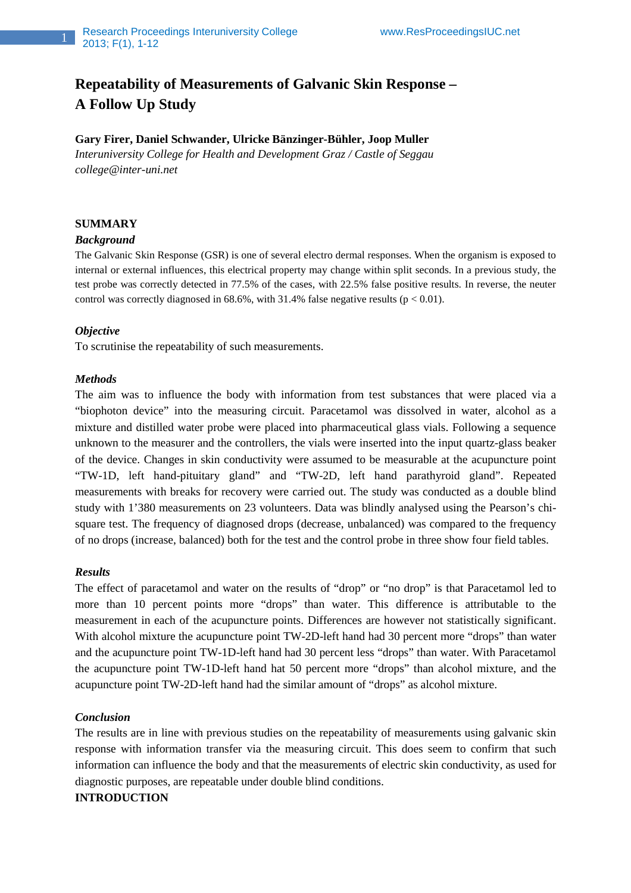# Repeatability of Measurements of Galvanic Skin Response – A Follow Up Study

**Gary Firer, Daniel Schwander, Ulricke Bänzinger-Bühler, Joop Muller**

*Interuniversity College for Health and Development Graz / Castle of Seggau*

*college@inter-uni.net*

## SUMMARY

### *Background*

The Galvanic Skin Response (GSR) is one of several electro dermal responses. When the organism is exposed to internal or external influences, this electrical property may change within split seconds. In a previous study, the test probe was correctly detected in 77.5% of the cases, with 22.5% false positive results. In reverse, the neuter control was correctly diagnosed in 68.6%, with 31.4% false negative results ($p < 0.01$).

### *Objective*

To scrutinise the repeatability of such measurements.

### *Methods*

The aim was to influence the body with information from test substances that were placed via a "biophoton device" into the measuring circuit. Paracetamol was dissolved in water, alcohol as a mixture and distilled water probe were placed into pharmaceutical glass vials. Following a sequence unknown to the measurer and the controllers, the vials were inserted into the input quartz-glass beaker of the device. Changes in skin conductivity were assumed to be measurable at the acupuncture point "TW-1D, left hand-pituitary gland" and "TW-2D, left hand parathyroid gland". Repeated measurements with breaks for recovery were carried out. The study was conducted as a double blind study with 1'380 measurements on 23 volunteers. Data was blindly analysed using the Pearson's chi-square test. The frequency of diagnosed drops (decrease, unbalanced) was compared to the frequency of no drops (increase, balanced) both for the test and the control probe in three show four field tables.

### *Results*

The effect of paracetamol and water on the results of "drop" or "no drop" is that Paracetamol led to more than 10 percent points more "drops" than water. This difference is attributable to the measurement in each of the acupuncture points. Differences are however not statistically significant. With alcohol mixture the acupuncture point TW-2D-left hand had 30 percent more "drops" than water and the acupuncture point TW-1D-left hand had 30 percent less "drops" than water. With Paracetamol the acupuncture point TW-1D-left hand hat 50 percent more "drops" than alcohol mixture, and the acupuncture point TW-2D-left hand had the similar amount of "drops" as alcohol mixture.

### *Conclusion*

The results are in line with previous studies on the repeatability of measurements using galvanic skin response with information transfer via the measuring circuit. This does seem to confirm that such information can influence the body and that the measurements of electric skin conductivity, as used for diagnostic purposes, are repeatable under double blind conditions.

## INTRODUCTION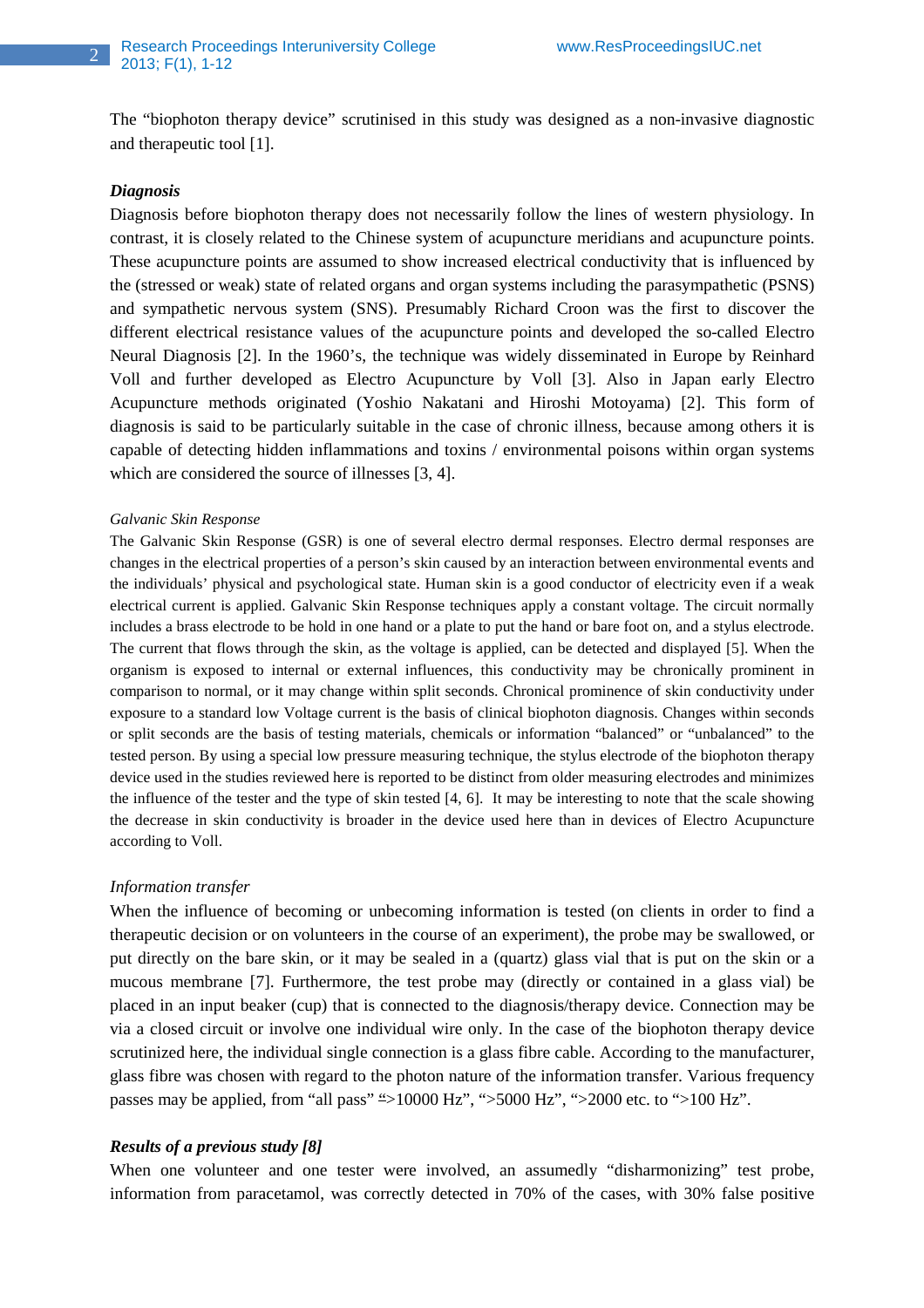The “biophoton therapy device” scrutinised in this study was designed as a non-invasive diagnostic and therapeutic tool [1].

### *Diagnosis*

Diagnosis before biophoton therapy does not necessarily follow the lines of western physiology. In contrast, it is closely related to the Chinese system of acupuncture meridians and acupuncture points. These acupuncture points are assumed to show increased electrical conductivity that is influenced by the (stressed or weak) state of related organs and organ systems including the parasympathetic (PSNS) and sympathetic nervous system (SNS). Presumably Richard Croon was the first to discover the different electrical resistance values of the acupuncture points and developed the so-called Electro Neural Diagnosis [2]. In the 1960’s, the technique was widely disseminated in Europe by Reinhard Voll and further developed as Electro Acupuncture by Voll [3]. Also in Japan early Electro Acupuncture methods originated (Yoshio Nakatani and Hiroshi Motoyama) [2]. This form of diagnosis is said to be particularly suitable in the case of chronic illness, because among others it is capable of detecting hidden inflammations and toxins / environmental poisons within organ systems which are considered the source of illnesses [3, 4].

#### *Galvanic Skin Response*

The Galvanic Skin Response (GSR) is one of several electro dermal responses. Electro dermal responses are changes in the electrical properties of a person’s skin caused by an interaction between environmental events and the individuals’ physical and psychological state. Human skin is a good conductor of electricity even if a weak electrical current is applied. Galvanic Skin Response techniques apply a constant voltage. The circuit normally includes a brass electrode to be hold in one hand or a plate to put the hand or bare foot on, and a stylus electrode. The current that flows through the skin, as the voltage is applied, can be detected and displayed [5]. When the organism is exposed to internal or external influences, this conductivity may be chronically prominent in comparison to normal, or it may change within split seconds. Chronical prominence of skin conductivity under exposure to a standard low Voltage current is the basis of clinical biophoton diagnosis. Changes within seconds or split seconds are the basis of testing materials, chemicals or information “balanced” or “unbalanced” to the tested person. By using a special low pressure measuring technique, the stylus electrode of the biophoton therapy device used in the studies reviewed here is reported to be distinct from older measuring electrodes and minimizes the influence of the tester and the type of skin tested [4, 6]. It may be interesting to note that the scale showing the decrease in skin conductivity is broader in the device used here than in devices of Electro Acupuncture according to Voll.

#### *Information transfer*

When the influence of becoming or unbecoming information is tested (on clients in order to find a therapeutic decision or on volunteers in the course of an experiment), the probe may be swallowed, or put directly on the bare skin, or it may be sealed in a (quartz) glass vial that is put on the skin or a mucous membrane [7]. Furthermore, the test probe may (directly or contained in a glass vial) be placed in an input beaker (cup) that is connected to the diagnosis/therapy device. Connection may be via a closed circuit or involve one individual wire only. In the case of the biophoton therapy device scrutinized here, the individual single connection is a glass fibre cable. According to the manufacturer, glass fibre was chosen with regard to the photon nature of the information transfer. Various frequency passes may be applied, from “all pass” “>10000 Hz”, “>5000 Hz”, “>2000 etc. to “>100 Hz”.

### *Results of a previous study [8]*

When one volunteer and one tester were involved, an assumedly “disharmonizing” test probe, information from paracetamol, was correctly detected in 70% of the cases, with 30% false positive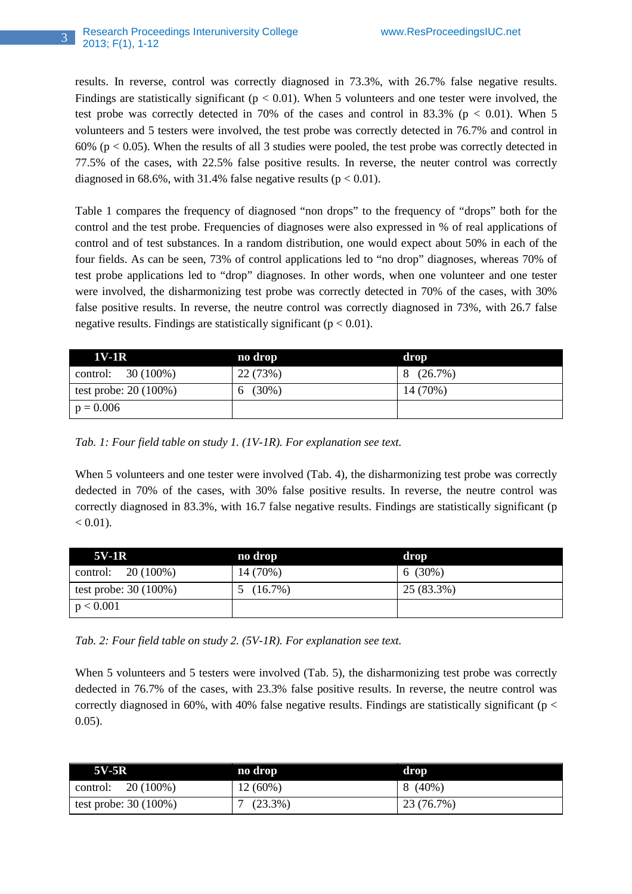results. In reverse, control was correctly diagnosed in 73.3%, with 26.7% false negative results. Findings are statistically significant ($p < 0.01$). When 5 volunteers and one tester were involved, the test probe was correctly detected in 70% of the cases and control in 83.3% ($p < 0.01$). When 5 volunteers and 5 testers were involved, the test probe was correctly detected in 76.7% and control in 60% ($p < 0.05$). When the results of all 3 studies were pooled, the test probe was correctly detected in 77.5% of the cases, with 22.5% false positive results. In reverse, the neuter control was correctly diagnosed in 68.6%, with 31.4% false negative results ($p < 0.01$).

Table 1 compares the frequency of diagnosed "non drops" to the frequency of "drops" both for the control and the test probe. Frequencies of diagnoses were also expressed in % of real applications of control and of test substances. In a random distribution, one would expect about 50% in each of the four fields. As can be seen, 73% of control applications led to "no drop" diagnoses, whereas 70% of test probe applications led to "drop" diagnoses. In other words, when one volunteer and one tester were involved, the disharmonizing test probe was correctly detected in 70% of the cases, with 30% false positive results. In reverse, the neutre control was correctly diagnosed in 73%, with 26.7 false negative results. Findings are statistically significant ($p < 0.01$).

| 1V-1R | no drop | drop |
|---|---|---|
| control: 30 (100%) | 22 (73%) | 8 (26.7%) |
| test probe: 20 (100%) | 6 (30%) | 14 (70%) |
| $p = 0.006$ | | |

*Tab. 1: Four field table on study 1. (1V-1R). For explanation see text.*

When 5 volunteers and one tester were involved (Tab. 4), the disharmonizing test probe was correctly dedected in 70% of the cases, with 30% false positive results. In reverse, the neutre control was correctly diagnosed in 83.3%, with 16.7 false negative results. Findings are statistically significant ($p < 0.01$).

| 5V-1R | no drop | drop |
|---|---|---|
| control: 20 (100%) | 14 (70%) | 6 (30%) |
| test probe: 30 (100%) | 5 (16.7%) | 25 (83.3%) |
| $p < 0.001$ | | |

*Tab. 2: Four field table on study 2. (5V-1R). For explanation see text.*

When 5 volunteers and 5 testers were involved (Tab. 5), the disharmonizing test probe was correctly dedected in 76.7% of the cases, with 23.3% false positive results. In reverse, the neutre control was correctly diagnosed in 60%, with 40% false negative results. Findings are statistically significant ($p < 0.05$).

| 5V-5R | no drop | drop |
|---|---|---|
| control: 20 (100%) | 12 (60%) | 8 (40%) |
| test probe: 30 (100%) | 7 (23.3%) | 23 (76.7%) |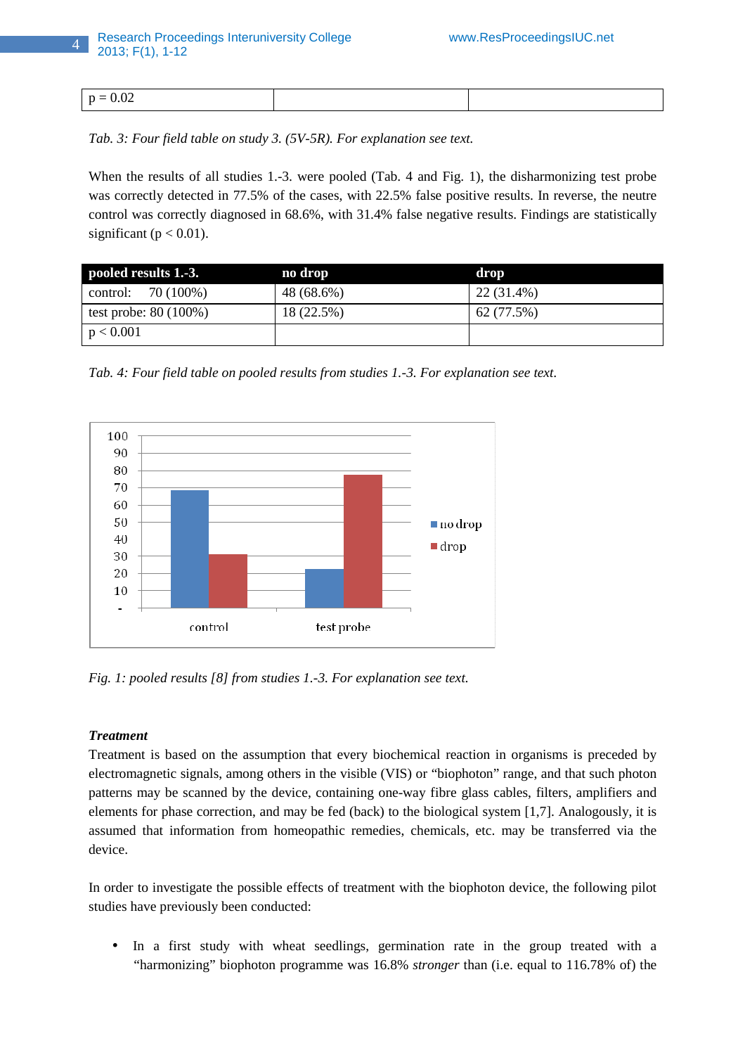| p = 0.02 | | |
|---|---|---|

*Tab. 3: Four field table on study 3. (5V-5R). For explanation see text.*

When the results of all studies 1.-3. were pooled (Tab. 4 and Fig. 1), the disharmonizing test probe was correctly detected in 77.5% of the cases, with 22.5% false positive results. In reverse, the neutre control was correctly diagnosed in 68.6%, with 31.4% false negative results. Findings are statistically significant ($p < 0.01$).

| pooled results 1.-3. | no drop | drop |
|---|---|---|
| control: 70 (100%) | 48 (68.6%) | 22 (31.4%) |
| test probe: 80 (100%) | 18 (22.5%) | 62 (77.5%) |
| $p < 0.001$ | | |

*Tab. 4: Four field table on pooled results from studies 1.-3. For explanation see text.*

*Fig. 1: pooled results [8] from studies 1.-3. For explanation see text.*

***Treatment***

Treatment is based on the assumption that every biochemical reaction in organisms is preceded by electromagnetic signals, among others in the visible (VIS) or "biophoton" range, and that such photon patterns may be scanned by the device, containing one-way fibre glass cables, filters, amplifiers and elements for phase correction, and may be fed (back) to the biological system [1,7]. Analogously, it is assumed that information from homeopathic remedies, chemicals, etc. may be transferred via the device.

In order to investigate the possible effects of treatment with the biophoton device, the following pilot studies have previously been conducted:

- In a first study with wheat seedlings, germination rate in the group treated with a "harmonizing" biophoton programme was 16.8% *stronger* than (i.e. equal to 116.78% of) the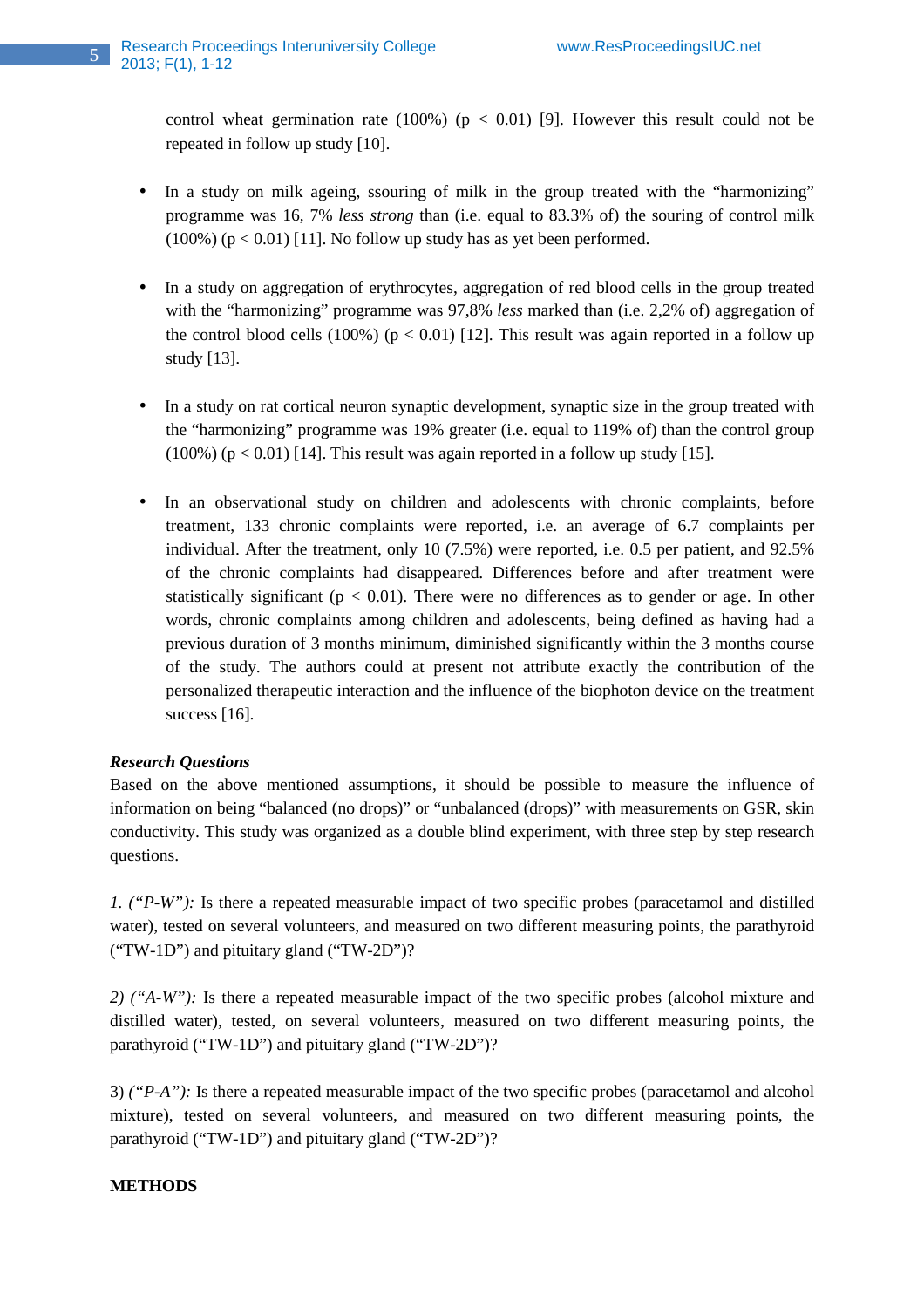control wheat germination rate (100%) ($p < 0.01$) [9]. However this result could not be repeated in follow up study [10].

- In a study on milk ageing, ssouring of milk in the group treated with the "harmonizing" programme was 16, 7% *less strong* than (i.e. equal to 83.3% of) the souring of control milk (100%) ($p < 0.01$) [11]. No follow up study has as yet been performed.

- In a study on aggregation of erythrocytes, aggregation of red blood cells in the group treated with the "harmonizing" programme was 97,8% *less* marked than (i.e. 2,2% of) aggregation of the control blood cells (100%) ($p < 0.01$) [12]. This result was again reported in a follow up study [13].

- In a study on rat cortical neuron synaptic development, synaptic size in the group treated with the "harmonizing" programme was 19% greater (i.e. equal to 119% of) than the control group (100%) ($p < 0.01$) [14]. This result was again reported in a follow up study [15].

- In an observational study on children and adolescents with chronic complaints, before treatment, 133 chronic complaints were reported, i.e. an average of 6.7 complaints per individual. After the treatment, only 10 (7.5%) were reported, i.e. 0.5 per patient, and 92.5% of the chronic complaints had disappeared. Differences before and after treatment were statistically significant ($p < 0.01$). There were no differences as to gender or age. In other words, chronic complaints among children and adolescents, being defined as having had a previous duration of 3 months minimum, diminished significantly within the 3 months course of the study. The authors could at present not attribute exactly the contribution of the personalized therapeutic interaction and the influence of the biophoton device on the treatment success [16].

***Research Questions***

Based on the above mentioned assumptions, it should be possible to measure the influence of information on being "balanced (no drops)" or "unbalanced (drops)" with measurements on GSR, skin conductivity. This study was organized as a double blind experiment, with three step by step research questions.

*1. ("P-W"):* Is there a repeated measurable impact of two specific probes (paracetamol and distilled water), tested on several volunteers, and measured on two different measuring points, the parathyroid ("TW-1D") and pituitary gland ("TW-2D")?

*2) ("A-W"):* Is there a repeated measurable impact of the two specific probes (alcohol mixture and distilled water), tested, on several volunteers, measured on two different measuring points, the parathyroid ("TW-1D") and pituitary gland ("TW-2D")?

3) *("P-A"):* Is there a repeated measurable impact of the two specific probes (paracetamol and alcohol mixture), tested on several volunteers, and measured on two different measuring points, the parathyroid ("TW-1D") and pituitary gland ("TW-2D")?

**METHODS**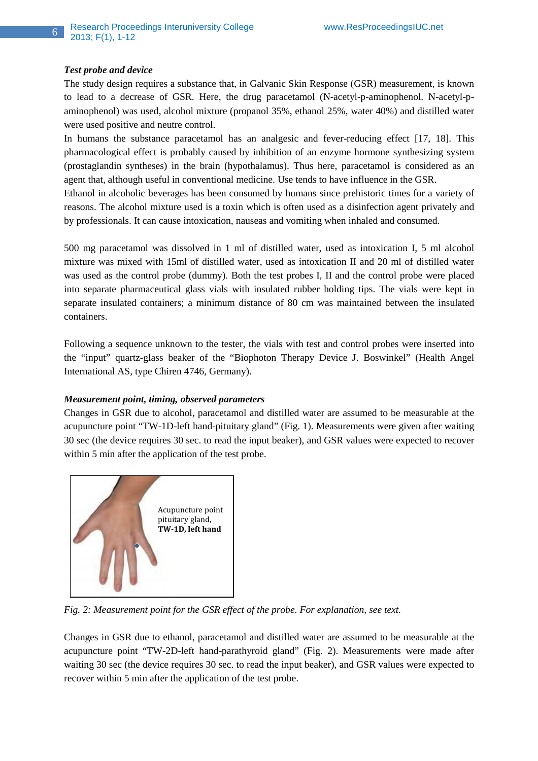### *Test probe and device*

The study design requires a substance that, in Galvanic Skin Response (GSR) measurement, is known to lead to a decrease of GSR. Here, the drug paracetamol (N-acetyl-p-aminophenol. N-acetyl-p-aminophenol) was used, alcohol mixture (propanol 35%, ethanol 25%, water 40%) and distilled water were used positive and neutre control.

In humans the substance paracetamol has an analgesic and fever-reducing effect [17, 18]. This pharmacological effect is probably caused by inhibition of an enzyme hormone synthesizing system (prostaglandin syntheses) in the brain (hypothalamus). Thus here, paracetamol is considered as an agent that, although useful in conventional medicine. Use tends to have influence in the GSR.

Ethanol in alcoholic beverages has been consumed by humans since prehistoric times for a variety of reasons. The alcohol mixture used is a toxin which is often used as a disinfection agent privately and by professionals. It can cause intoxication, nauseas and vomiting when inhaled and consumed.

500 mg paracetamol was dissolved in 1 ml of distilled water, used as intoxication I, 5 ml alcohol mixture was mixed with 15ml of distilled water, used as intoxication II and 20 ml of distilled water was used as the control probe (dummy). Both the test probes I, II and the control probe were placed into separate pharmaceutical glass vials with insulated rubber holding tips. The vials were kept in separate insulated containers; a minimum distance of 80 cm was maintained between the insulated containers.

Following a sequence unknown to the tester, the vials with test and control probes were inserted into the "input" quartz-glass beaker of the "Biophoton Therapy Device J. Boswinkel" (Health Angel International AS, type Chiren 4746, Germany).

### *Measurement point, timing, observed parameters*

Changes in GSR due to alcohol, paracetamol and distilled water are assumed to be measurable at the acupuncture point "TW-1D-left hand-pituitary gland" (Fig. 1). Measurements were given after waiting 30 sec (the device requires 30 sec. to read the input beaker), and GSR values were expected to recover within 5 min after the application of the test probe.

Acupuncture point pituitary gland, **TW-1D, left hand**

*Fig. 2: Measurement point for the GSR effect of the probe. For explanation, see text.*

Changes in GSR due to ethanol, paracetamol and distilled water are assumed to be measurable at the acupuncture point "TW-2D-left hand-parathyroid gland" (Fig. 2). Measurements were made after waiting 30 sec (the device requires 30 sec. to read the input beaker), and GSR values were expected to recover within 5 min after the application of the test probe.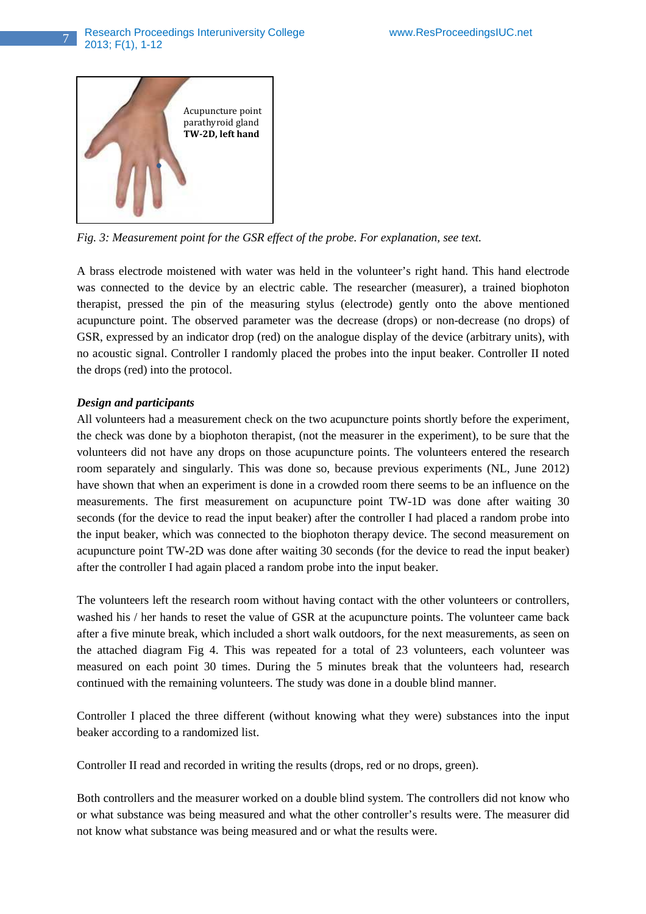Acupuncture point parathyroid gland **TW-2D, left hand**

*Fig. 3: Measurement point for the GSR effect of the probe. For explanation, see text.*

A brass electrode moistened with water was held in the volunteer's right hand. This hand electrode was connected to the device by an electric cable. The researcher (measurer), a trained biophoton therapist, pressed the pin of the measuring stylus (electrode) gently onto the above mentioned acupuncture point. The observed parameter was the decrease (drops) or non-decrease (no drops) of GSR, expressed by an indicator drop (red) on the analogue display of the device (arbitrary units), with no acoustic signal. Controller I randomly placed the probes into the input beaker. Controller II noted the drops (red) into the protocol.

***Design and participants***

All volunteers had a measurement check on the two acupuncture points shortly before the experiment, the check was done by a biophoton therapist, (not the measurer in the experiment), to be sure that the volunteers did not have any drops on those acupuncture points. The volunteers entered the research room separately and singularly. This was done so, because previous experiments (NL, June 2012) have shown that when an experiment is done in a crowded room there seems to be an influence on the measurements. The first measurement on acupuncture point TW-1D was done after waiting 30 seconds (for the device to read the input beaker) after the controller I had placed a random probe into the input beaker, which was connected to the biophoton therapy device. The second measurement on acupuncture point TW-2D was done after waiting 30 seconds (for the device to read the input beaker) after the controller I had again placed a random probe into the input beaker.

The volunteers left the research room without having contact with the other volunteers or controllers, washed his / her hands to reset the value of GSR at the acupuncture points. The volunteer came back after a five minute break, which included a short walk outdoors, for the next measurements, as seen on the attached diagram Fig 4. This was repeated for a total of 23 volunteers, each volunteer was measured on each point 30 times. During the 5 minutes break that the volunteers had, research continued with the remaining volunteers. The study was done in a double blind manner.

Controller I placed the three different (without knowing what they were) substances into the input beaker according to a randomized list.

Controller II read and recorded in writing the results (drops, red or no drops, green).

Both controllers and the measurer worked on a double blind system. The controllers did not know who or what substance was being measured and what the other controller's results were. The measurer did not know what substance was being measured and or what the results were.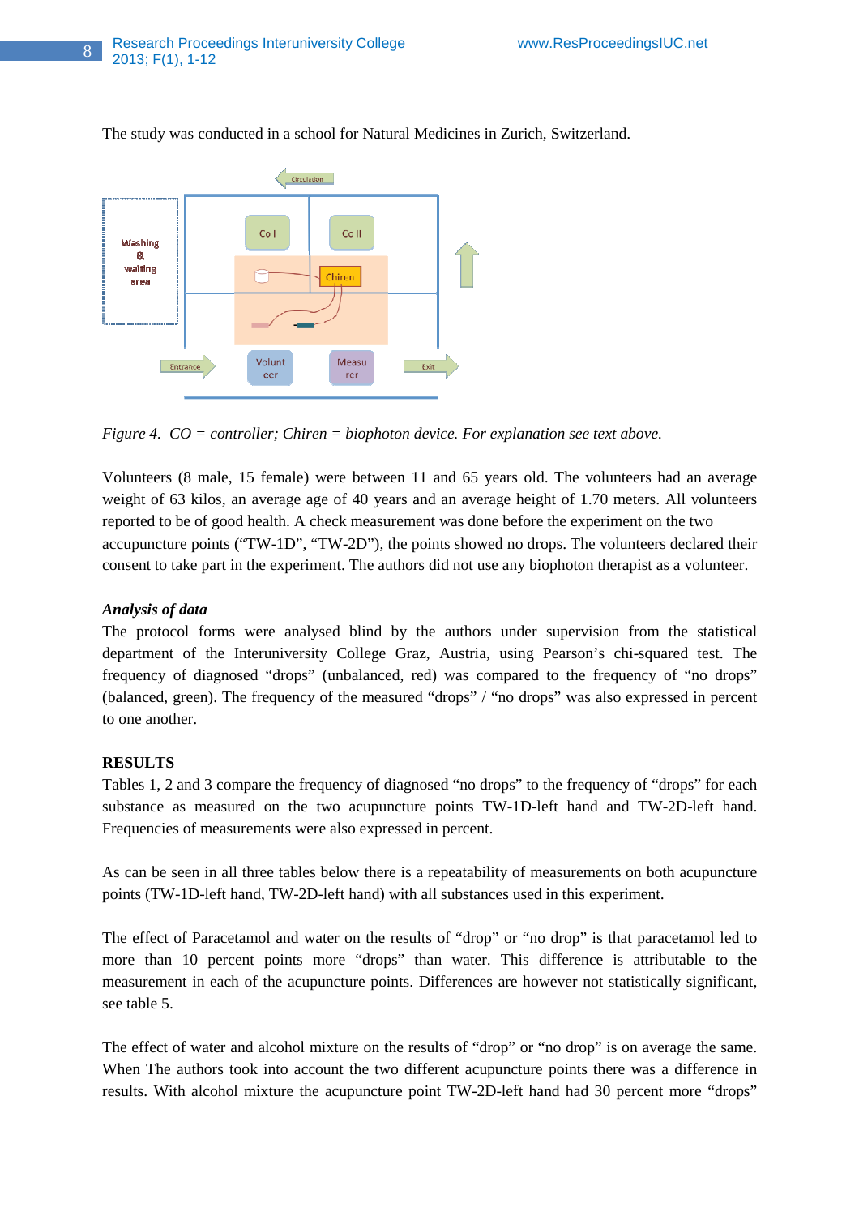The study was conducted in a school for Natural Medicines in Zurich, Switzerland.

*Figure 4. CO = controller; Chiren = biophoton device. For explanation see text above.*

Volunteers (8 male, 15 female) were between 11 and 65 years old. The volunteers had an average weight of 63 kilos, an average age of 40 years and an average height of 1.70 meters. All volunteers reported to be of good health. A check measurement was done before the experiment on the two accupuncture points ("TW-1D", "TW-2D"), the points showed no drops. The volunteers declared their consent to take part in the experiment. The authors did not use any biophoton therapist as a volunteer.

***Analysis of data***

The protocol forms were analysed blind by the authors under supervision from the statistical department of the Interuniversity College Graz, Austria, using Pearson's chi-squared test. The frequency of diagnosed "drops" (unbalanced, red) was compared to the frequency of "no drops" (balanced, green). The frequency of the measured "drops" / "no drops" was also expressed in percent to one another.

**RESULTS**

Tables 1, 2 and 3 compare the frequency of diagnosed "no drops" to the frequency of "drops" for each substance as measured on the two acupuncture points TW-1D-left hand and TW-2D-left hand. Frequencies of measurements were also expressed in percent.

As can be seen in all three tables below there is a repeatability of measurements on both acupuncture points (TW-1D-left hand, TW-2D-left hand) with all substances used in this experiment.

The effect of Paracetamol and water on the results of "drop" or "no drop" is that paracetamol led to more than 10 percent points more "drops" than water. This difference is attributable to the measurement in each of the acupuncture points. Differences are however not statistically significant, see table 5.

The effect of water and alcohol mixture on the results of "drop" or "no drop" is on average the same. When The authors took into account the two different acupuncture points there was a difference in results. With alcohol mixture the acupuncture point TW-2D-left hand had 30 percent more "drops"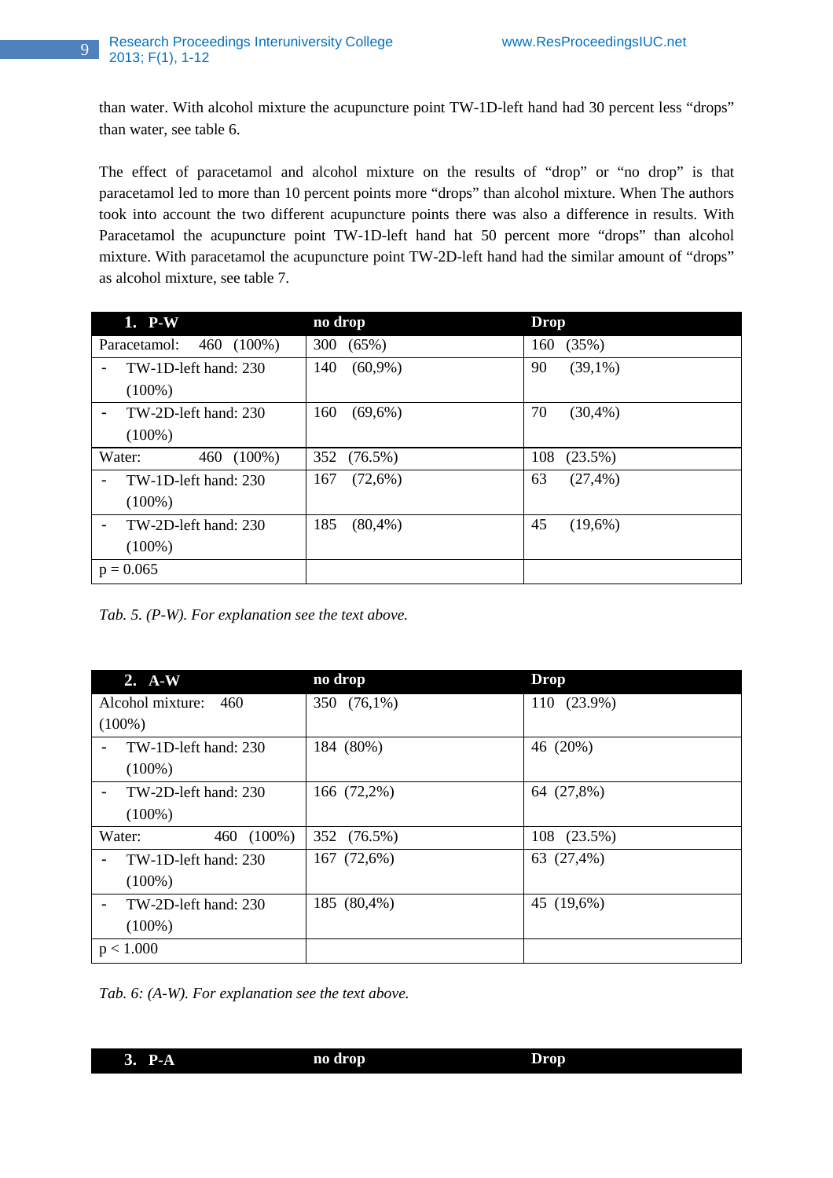than water. With alcohol mixture the acupuncture point TW-1D-left hand had 30 percent less "drops" than water, see table 6.

The effect of paracetamol and alcohol mixture on the results of "drop" or "no drop" is that paracetamol led to more than 10 percent points more "drops" than alcohol mixture. When The authors took into account the two different acupuncture points there was also a difference in results. With Paracetamol the acupuncture point TW-1D-left hand hat 50 percent more "drops" than alcohol mixture. With paracetamol the acupuncture point TW-2D-left hand had the similar amount of "drops" as alcohol mixture, see table 7.

| 1. P-W | no drop | Drop |
|---|---|---|
| Paracetamol: 460 (100%) | 300 (65%) | 160 (35%) |
| - TW-1D-left hand: 230 (100%) | 140 (60,9%) | 90 (39,1%) |
| - TW-2D-left hand: 230 (100%) | 160 (69,6%) | 70 (30,4%) |
| Water: 460 (100%) | 352 (76.5%) | 108 (23.5%) |
| - TW-1D-left hand: 230 (100%) | 167 (72,6%) | 63 (27,4%) |
| - TW-2D-left hand: 230 (100%) | 185 (80,4%) | 45 (19,6%) |
| $p = 0.065$ | | |

*Tab. 5. (P-W). For explanation see the text above.*

| 2. A-W | no drop | Drop |
|---|---|---|
| Alcohol mixture: 460 (100%) | 350 (76,1%) | 110 (23.9%) |
| - TW-1D-left hand: 230 (100%) | 184 (80%) | 46 (20%) |
| - TW-2D-left hand: 230 (100%) | 166 (72,2%) | 64 (27,8%) |
| Water: 460 (100%) | 352 (76.5%) | 108 (23.5%) |
| - TW-1D-left hand: 230 (100%) | 167 (72,6%) | 63 (27,4%) |
| - TW-2D-left hand: 230 (100%) | 185 (80,4%) | 45 (19,6%) |
| $p < 1.000$ | | |

*Tab. 6: (A-W). For explanation see the text above.*

| 3. P-A | no drop | Drop |
|---|---|---|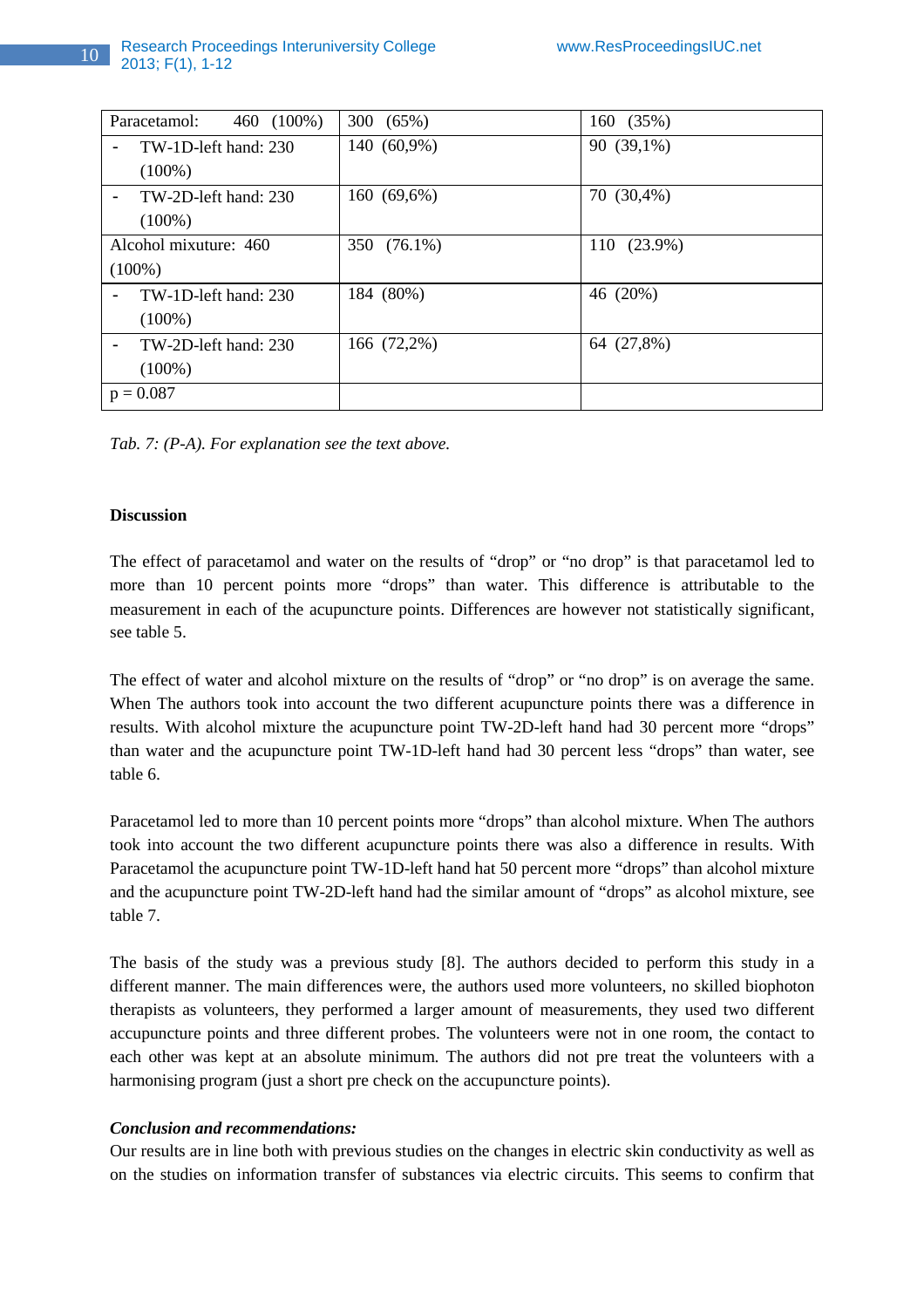| Paracetamol: 460 (100%) | 300 (65%) | 160 (35%) |
|---|---|---|
| - TW-1D-left hand: 230 (100%) | 140 (60,9%) | 90 (39,1%) |
| - TW-2D-left hand: 230 (100%) | 160 (69,6%) | 70 (30,4%) |
| Alcohol mixuture: 460 (100%) | 350 (76.1%) | 110 (23.9%) |
| - TW-1D-left hand: 230 (100%) | 184 (80%) | 46 (20%) |
| - TW-2D-left hand: 230 (100%) | 166 (72,2%) | 64 (27,8%) |
| p = 0.087 | | |

*Tab. 7: (P-A). For explanation see the text above.*

**Discussion**

The effect of paracetamol and water on the results of "drop" or "no drop" is that paracetamol led to more than 10 percent points more "drops" than water. This difference is attributable to the measurement in each of the acupuncture points. Differences are however not statistically significant, see table 5.

The effect of water and alcohol mixture on the results of "drop" or "no drop" is on average the same. When The authors took into account the two different acupuncture points there was a difference in results. With alcohol mixture the acupuncture point TW-2D-left hand had 30 percent more "drops" than water and the acupuncture point TW-1D-left hand had 30 percent less "drops" than water, see table 6.

Paracetamol led to more than 10 percent points more "drops" than alcohol mixture. When The authors took into account the two different acupuncture points there was also a difference in results. With Paracetamol the acupuncture point TW-1D-left hand hat 50 percent more "drops" than alcohol mixture and the acupuncture point TW-2D-left hand had the similar amount of "drops" as alcohol mixture, see table 7.

The basis of the study was a previous study [8]. The authors decided to perform this study in a different manner. The main differences were, the authors used more volunteers, no skilled biophoton therapists as volunteers, they performed a larger amount of measurements, they used two different acupuncture points and three different probes. The volunteers were not in one room, the contact to each other was kept at an absolute minimum. The authors did not pre treat the volunteers with a harmonising program (just a short pre check on the acupuncture points).

***Conclusion and recommendations:***

Our results are in line both with previous studies on the changes in electric skin conductivity as well as on the studies on information transfer of substances via electric circuits. This seems to confirm that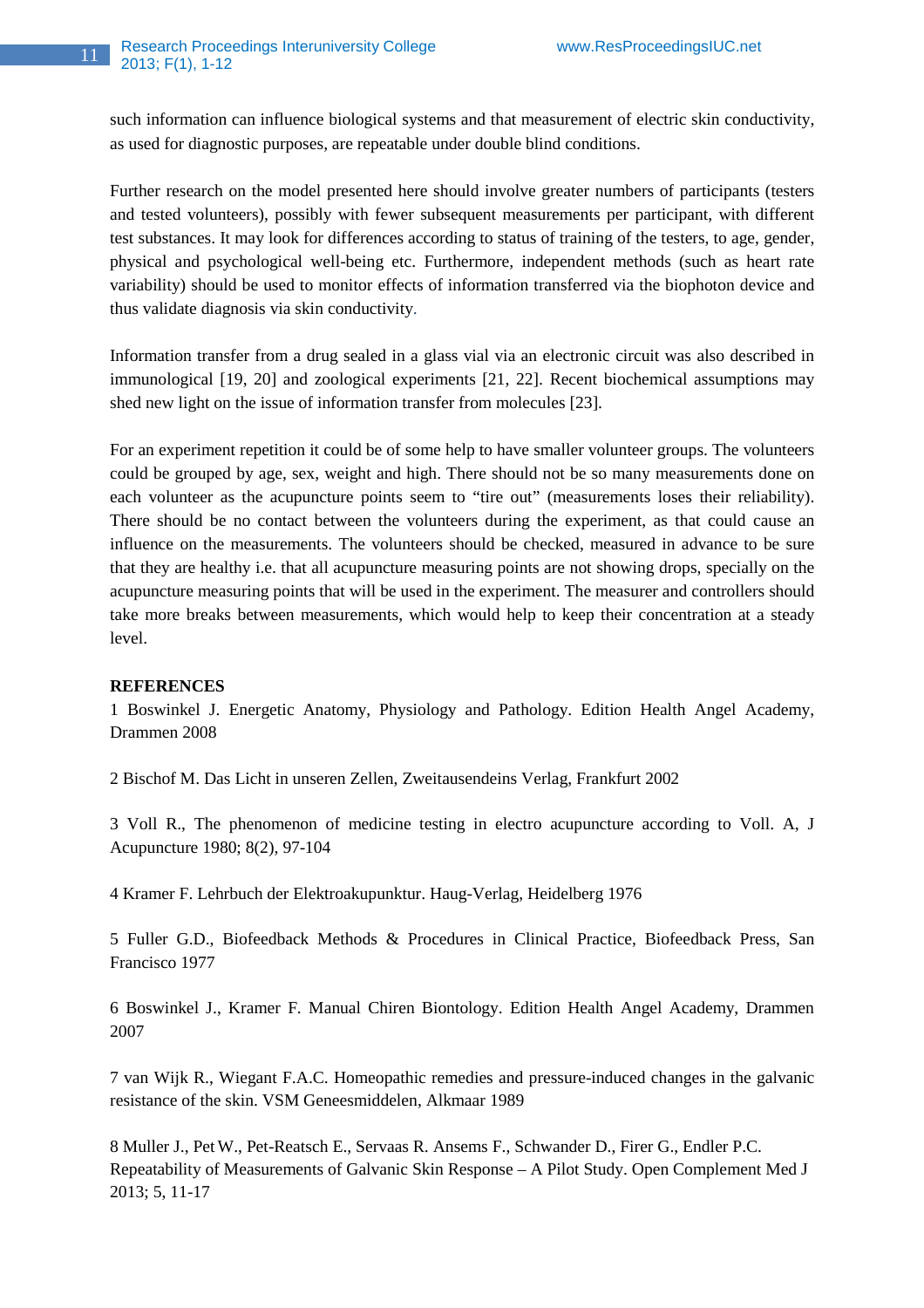such information can influence biological systems and that measurement of electric skin conductivity, as used for diagnostic purposes, are repeatable under double blind conditions.

Further research on the model presented here should involve greater numbers of participants (testers and tested volunteers), possibly with fewer subsequent measurements per participant, with different test substances. It may look for differences according to status of training of the testers, to age, gender, physical and psychological well-being etc. Furthermore, independent methods (such as heart rate variability) should be used to monitor effects of information transferred via the biophoton device and thus validate diagnosis via skin conductivity.

Information transfer from a drug sealed in a glass vial via an electronic circuit was also described in immunological [19, 20] and zoological experiments [21, 22]. Recent biochemical assumptions may shed new light on the issue of information transfer from molecules [23].

For an experiment repetition it could be of some help to have smaller volunteer groups. The volunteers could be grouped by age, sex, weight and high. There should not be so many measurements done on each volunteer as the acupuncture points seem to "tire out" (measurements loses their reliability). There should be no contact between the volunteers during the experiment, as that could cause an influence on the measurements. The volunteers should be checked, measured in advance to be sure that they are healthy i.e. that all acupuncture measuring points are not showing drops, specially on the acupuncture measuring points that will be used in the experiment. The measurer and controllers should take more breaks between measurements, which would help to keep their concentration at a steady level.

**REFERENCES**

1 Boswinkel J. Energetic Anatomy, Physiology and Pathology. Edition Health Angel Academy, Drammen 2008

2 Bischof M. Das Licht in unseren Zellen, Zweitausendeins Verlag, Frankfurt 2002

3 Voll R., The phenomenon of medicine testing in electro acupuncture according to Voll. A, J Acupuncture 1980; 8(2), 97-104

4 Kramer F. Lehrbuch der Elektroakupunktur. Haug-Verlag, Heidelberg 1976

5 Fuller G.D., Biofeedback Methods & Procedures in Clinical Practice, Biofeedback Press, San Francisco 1977

6 Boswinkel J., Kramer F. Manual Chiren Biontology. Edition Health Angel Academy, Drammen 2007

7 van Wijk R., Wiegant F.A.C. Homeopathic remedies and pressure-induced changes in the galvanic resistance of the skin. VSM Geneesmiddelen, Alkmaar 1989

8 Muller J., Pet W., Pet-Reatsch E., Servaas R. Ansems F., Schwander D., Firer G., Endler P.C. Repeatability of Measurements of Galvanic Skin Response – A Pilot Study. Open Complement Med J 2013; 5, 11-17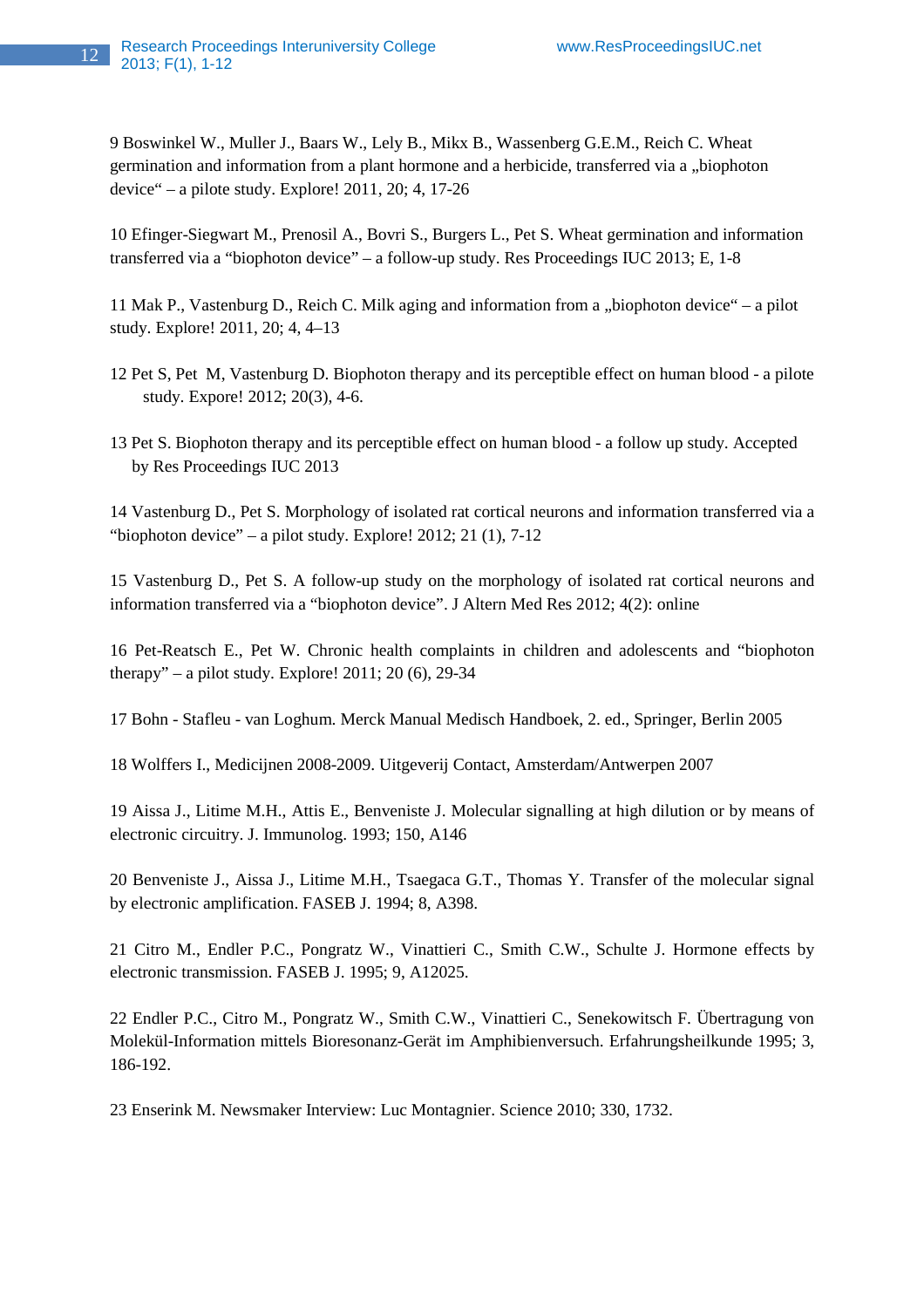9 Boswinkel W., Muller J., Baars W., Lely B., Mikx B., Wassenberg G.E.M., Reich C. Wheat germination and information from a plant hormone and a herbicide, transferred via a „biophoton device“ – a pilote study. Explore! 2011, 20; 4, 17-26

10 Efinger-Siegwart M., Prenosil A., Bovri S., Burgers L., Pet S. Wheat germination and information transferred via a “biophoton device” – a follow-up study. Res Proceedings IUC 2013; E, 1-8

11 Mak P., Vastenburg D., Reich C. Milk aging and information from a „biophoton device“ – a pilot study. Explore! 2011, 20; 4, 4–13

12 Pet S, Pet M, Vastenburg D. Biophoton therapy and its perceptible effect on human blood - a pilote study. Expore! 2012; 20(3), 4-6.

13 Pet S. Biophoton therapy and its perceptible effect on human blood - a follow up study. Accepted by Res Proceedings IUC 2013

14 Vastenburg D., Pet S. Morphology of isolated rat cortical neurons and information transferred via a “biophoton device” – a pilot study. Explore! 2012; 21 (1), 7-12

15 Vastenburg D., Pet S. A follow-up study on the morphology of isolated rat cortical neurons and information transferred via a “biophoton device”. J Altern Med Res 2012; 4(2): online

16 Pet-Reatsch E., Pet W. Chronic health complaints in children and adolescents and “biophoton therapy” – a pilot study. Explore! 2011; 20 (6), 29-34

17 Bohn - Stafleu - van Loghum. Merck Manual Medisch Handboek, 2. ed., Springer, Berlin 2005

18 Wolffers I., Medicijnen 2008-2009. Uitgeverij Contact, Amsterdam/Antwerpen 2007

19 Aissa J., Litime M.H., Attis E., Benveniste J. Molecular signalling at high dilution or by means of electronic circuitry. J. Immunolog. 1993; 150, A146

20 Benveniste J., Aissa J., Litime M.H., Tsaegaca G.T., Thomas Y. Transfer of the molecular signal by electronic amplification. FASEB J. 1994; 8, A398.

21 Citro M., Endler P.C., Pongratz W., Vinattieri C., Smith C.W., Schulte J. Hormone effects by electronic transmission. FASEB J. 1995; 9, A12025.

22 Endler P.C., Citro M., Pongratz W., Smith C.W., Vinattieri C., Senekowitsch F. Übertragung von Molekül-Information mittels Bioresonanz-Gerät im Amphibienversuch. Erfahrungsheilkunde 1995; 3, 186-192.

23 Enserink M. Newsmaker Interview: Luc Montagnier. Science 2010; 330, 1732.